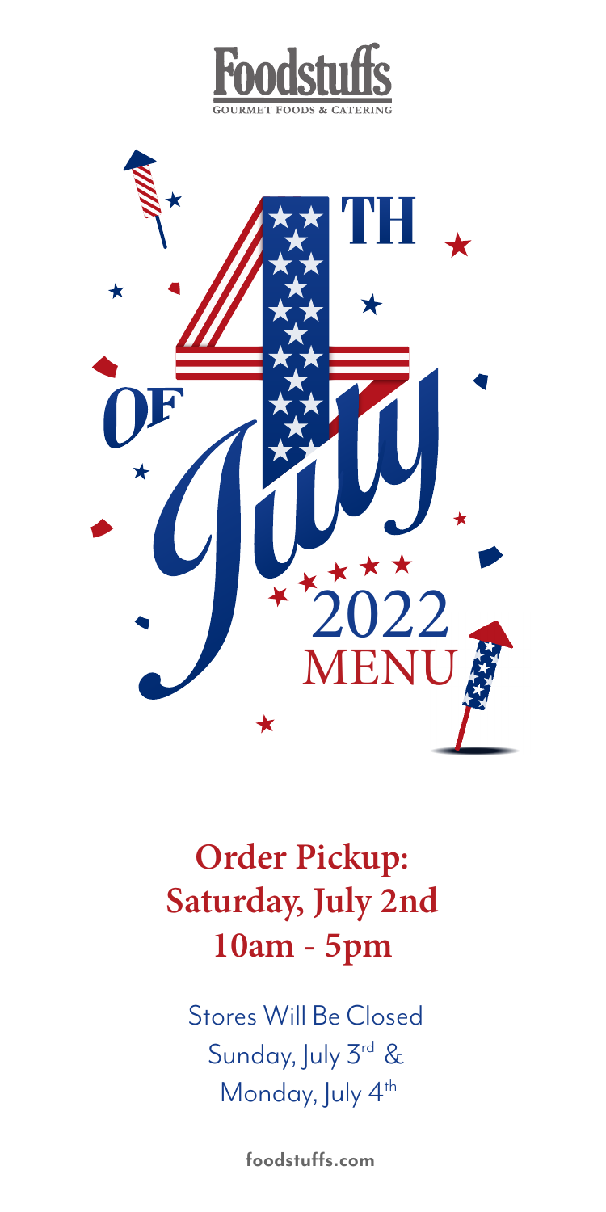# Foodstuffs

GOURMET FOODS & CATERING

# 4TH OF July

# 2022 MENU

## Order Pickup: Saturday, July 2nd 10am - 5pm

Stores Will Be Closed
Sunday, July 3rd &
Monday, July 4th

foodstuffs.com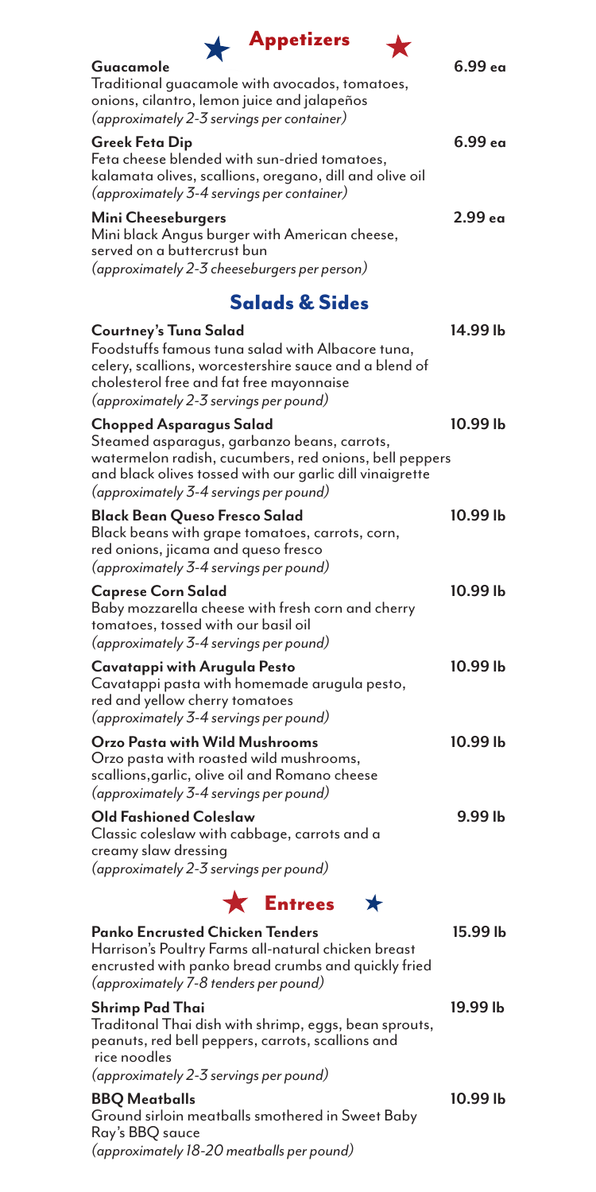## Appetizers

**Guacamole** — 6.99 ea
Traditional guacamole with avocados, tomatoes, onions, cilantro, lemon juice and jalapeños
*(approximately 2-3 servings per container)*

**Greek Feta Dip** — 6.99 ea
Feta cheese blended with sun-dried tomatoes, kalamata olives, scallions, oregano, dill and olive oil
*(approximately 3-4 servings per container)*

**Mini Cheeseburgers** — 2.99 ea
Mini black Angus burger with American cheese, served on a buttercrust bun
*(approximately 2-3 cheeseburgers per person)*

## Salads & Sides

**Courtney's Tuna Salad** — 14.99 lb
Foodstuffs famous tuna salad with Albacore tuna, celery, scallions, worcestershire sauce and a blend of cholesterol free and fat free mayonnaise
*(approximately 2-3 servings per pound)*

**Chopped Asparagus Salad** — 10.99 lb
Steamed asparagus, garbanzo beans, carrots, watermelon radish, cucumbers, red onions, bell peppers and black olives tossed with our garlic dill vinaigrette
*(approximately 3-4 servings per pound)*

**Black Bean Queso Fresco Salad** — 10.99 lb
Black beans with grape tomatoes, carrots, corn, red onions, jicama and queso fresco
*(approximately 3-4 servings per pound)*

**Caprese Corn Salad** — 10.99 lb
Baby mozzarella cheese with fresh corn and cherry tomatoes, tossed with our basil oil
*(approximately 3-4 servings per pound)*

**Cavatappi with Arugula Pesto** — 10.99 lb
Cavatappi pasta with homemade arugula pesto, red and yellow cherry tomatoes
*(approximately 3-4 servings per pound)*

**Orzo Pasta with Wild Mushrooms** — 10.99 lb
Orzo pasta with roasted wild mushrooms, scallions,garlic, olive oil and Romano cheese
*(approximately 3-4 servings per pound)*

**Old Fashioned Coleslaw** — 9.99 lb
Classic coleslaw with cabbage, carrots and a creamy slaw dressing
*(approximately 2-3 servings per pound)*

## Entrees

**Panko Encrusted Chicken Tenders** — 15.99 lb
Harrison's Poultry Farms all-natural chicken breast encrusted with panko bread crumbs and quickly fried
*(approximately 7-8 tenders per pound)*

**Shrimp Pad Thai** — 19.99 lb
Traditonal Thai dish with shrimp, eggs, bean sprouts, peanuts, red bell peppers, carrots, scallions and rice noodles
*(approximately 2-3 servings per pound)*

**BBQ Meatballs** — 10.99 lb
Ground sirloin meatballs smothered in Sweet Baby Ray's BBQ sauce
*(approximately 18-20 meatballs per pound)*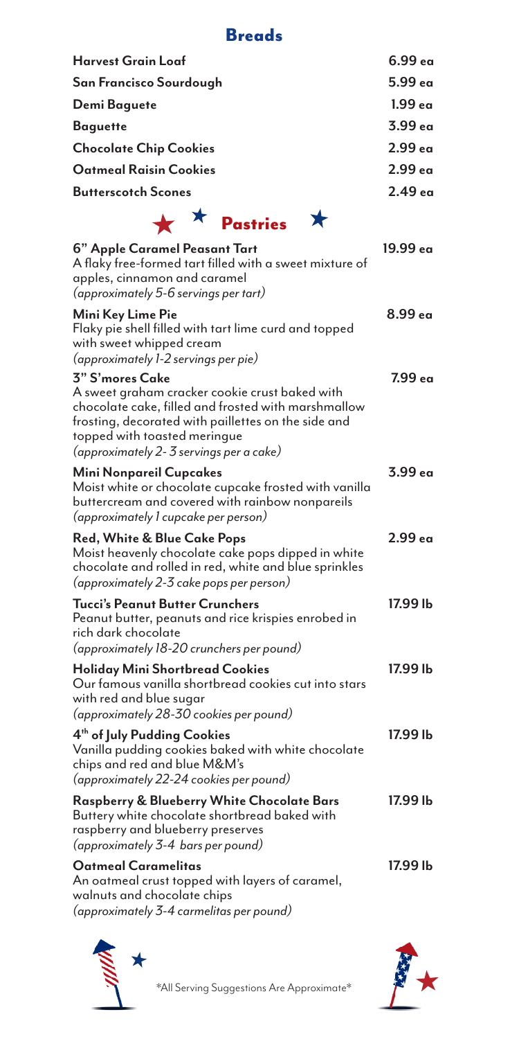## Breads

| | |
|---|---|
| **Harvest Grain Loaf** | 6.99 ea |
| **San Francisco Sourdough** | 5.99 ea |
| **Demi Baguete** | 1.99 ea |
| **Baguette** | 3.99 ea |
| **Chocolate Chip Cookies** | 2.99 ea |
| **Oatmeal Raisin Cookies** | 2.99 ea |
| **Butterscotch Scones** | 2.49 ea |

## Pastries

**6" Apple Caramel Peasant Tart** — 19.99 ea
A flaky free-formed tart filled with a sweet mixture of apples, cinnamon and caramel
*(approximately 5-6 servings per tart)*

**Mini Key Lime Pie** — 8.99 ea
Flaky pie shell filled with tart lime curd and topped with sweet whipped cream
*(approximately 1-2 servings per pie)*

**3" S'mores Cake** — 7.99 ea
A sweet graham cracker cookie crust baked with chocolate cake, filled and frosted with marshmallow frosting, decorated with paillettes on the side and topped with toasted meringue
*(approximately 2- 3 servings per a cake)*

**Mini Nonpareil Cupcakes** — 3.99 ea
Moist white or chocolate cupcake frosted with vanilla buttercream and covered with rainbow nonpareils
*(approximately 1 cupcake per person)*

**Red, White & Blue Cake Pops** — 2.99 ea
Moist heavenly chocolate cake pops dipped in white chocolate and rolled in red, white and blue sprinkles
*(approximately 2-3 cake pops per person)*

**Tucci's Peanut Butter Crunchers** — 17.99 lb
Peanut butter, peanuts and rice krispies enrobed in rich dark chocolate
*(approximately 18-20 crunchers per pound)*

**Holiday Mini Shortbread Cookies** — 17.99 lb
Our famous vanilla shortbread cookies cut into stars with red and blue sugar
*(approximately 28-30 cookies per pound)*

**4th of July Pudding Cookies** — 17.99 lb
Vanilla pudding cookies baked with white chocolate chips and red and blue M&M's
*(approximately 22-24 cookies per pound)*

**Raspberry & Blueberry White Chocolate Bars** — 17.99 lb
Buttery white chocolate shortbread baked with raspberry and blueberry preserves
*(approximately 3-4 bars per pound)*

**Oatmeal Caramelitas** — 17.99 lb
An oatmeal crust topped with layers of caramel, walnuts and chocolate chips
*(approximately 3-4 carmelitas per pound)*

*All Serving Suggestions Are Approximate*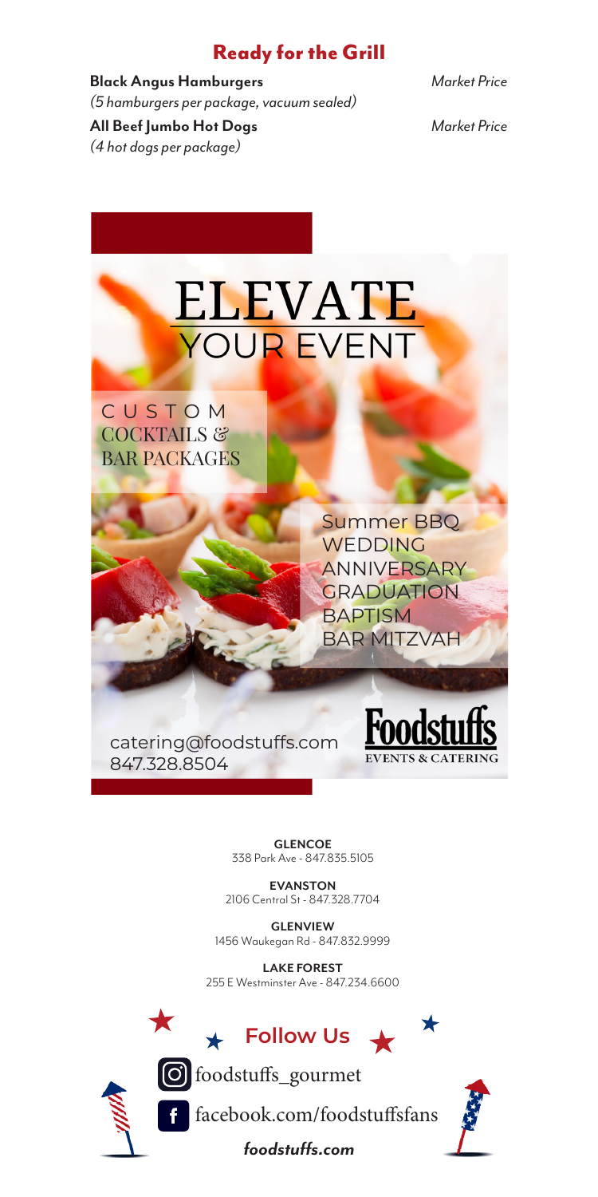## Ready for the Grill

**Black Angus Hamburgers** *Market Price*
*(5 hamburgers per package, vacuum sealed)*

**All Beef Jumbo Hot Dogs** *Market Price*
*(4 hot dogs per package)*

# ELEVATE
## YOUR EVENT

CUSTOM
COCKTAILS &
BAR PACKAGES

Summer BBQ
WEDDING
ANNIVERSARY
GRADUATION
BAPTISM
BAR MITZVAH

catering@foodstuffs.com
847.328.8504

Foodstuffs
EVENTS & CATERING

**GLENCOE**
338 Park Ave - 847.835.5105

**EVANSTON**
2106 Central St - 847.328.7704

**GLENVIEW**
1456 Waukegan Rd - 847.832.9999

**LAKE FOREST**
255 E Westminster Ave - 847.234.6600

**Follow Us**

foodstuffs_gourmet

facebook.com/foodstuffsfans

***foodstuffs.com***